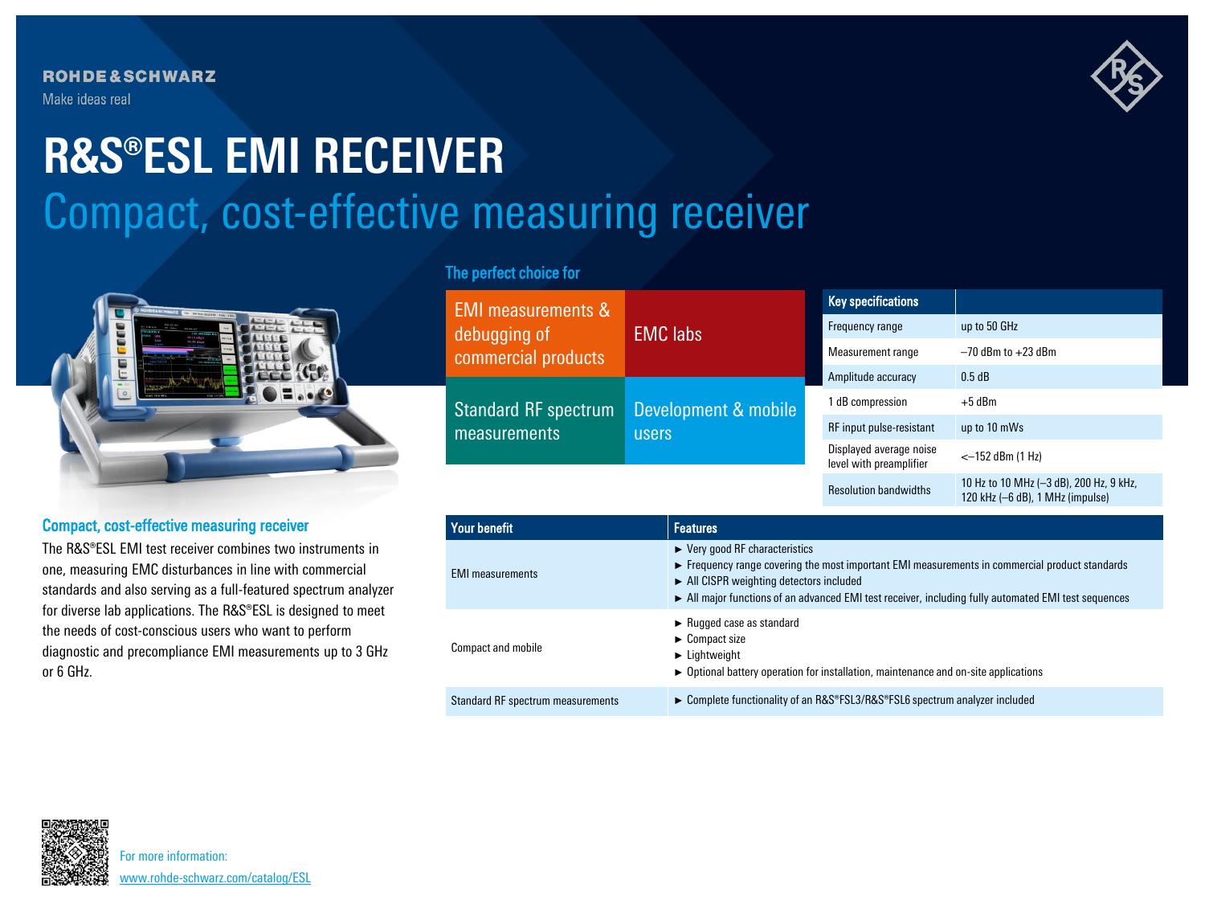ROHDE & SCHWARZ

Make ideas real

# R&S®ESL EMI RECEIVER

## Compact, cost-effective measuring receiver

### The perfect choice for

| | |
|---|---|
| EMI measurements & debugging of commercial products | EMC labs |
| Standard RF spectrum measurements | Development & mobile users |

| Key specifications | |
|---|---|
| Frequency range | up to 50 GHz |
| Measurement range | –70 dBm to +23 dBm |
| Amplitude accuracy | 0.5 dB |
| 1 dB compression | +5 dBm |
| RF input pulse-resistant | up to 10 mWs |
| Displayed average noise level with preamplifier | <–152 dBm (1 Hz) |
| Resolution bandwidths | 10 Hz to 10 MHz (–3 dB), 200 Hz, 9 kHz, 120 kHz (–6 dB), 1 MHz (impulse) |

### Compact, cost-effective measuring receiver

The R&S®ESL EMI test receiver combines two instruments in one, measuring EMC disturbances in line with commercial standards and also serving as a full-featured spectrum analyzer for diverse lab applications. The R&S®ESL is designed to meet the needs of cost-conscious users who want to perform diagnostic and precompliance EMI measurements up to 3 GHz or 6 GHz.

| Your benefit | Features |
|---|---|
| EMI measurements | ► Very good RF characteristics<br>► Frequency range covering the most important EMI measurements in commercial product standards<br>► All CISPR weighting detectors included<br>► All major functions of an advanced EMI test receiver, including fully automated EMI test sequences |
| Compact and mobile | ► Rugged case as standard<br>► Compact size<br>► Lightweight<br>► Optional battery operation for installation, maintenance and on-site applications |
| Standard RF spectrum measurements | ► Complete functionality of an R&S®FSL3/R&S®FSL6 spectrum analyzer included |

For more information:
www.rohde-schwarz.com/catalog/ESL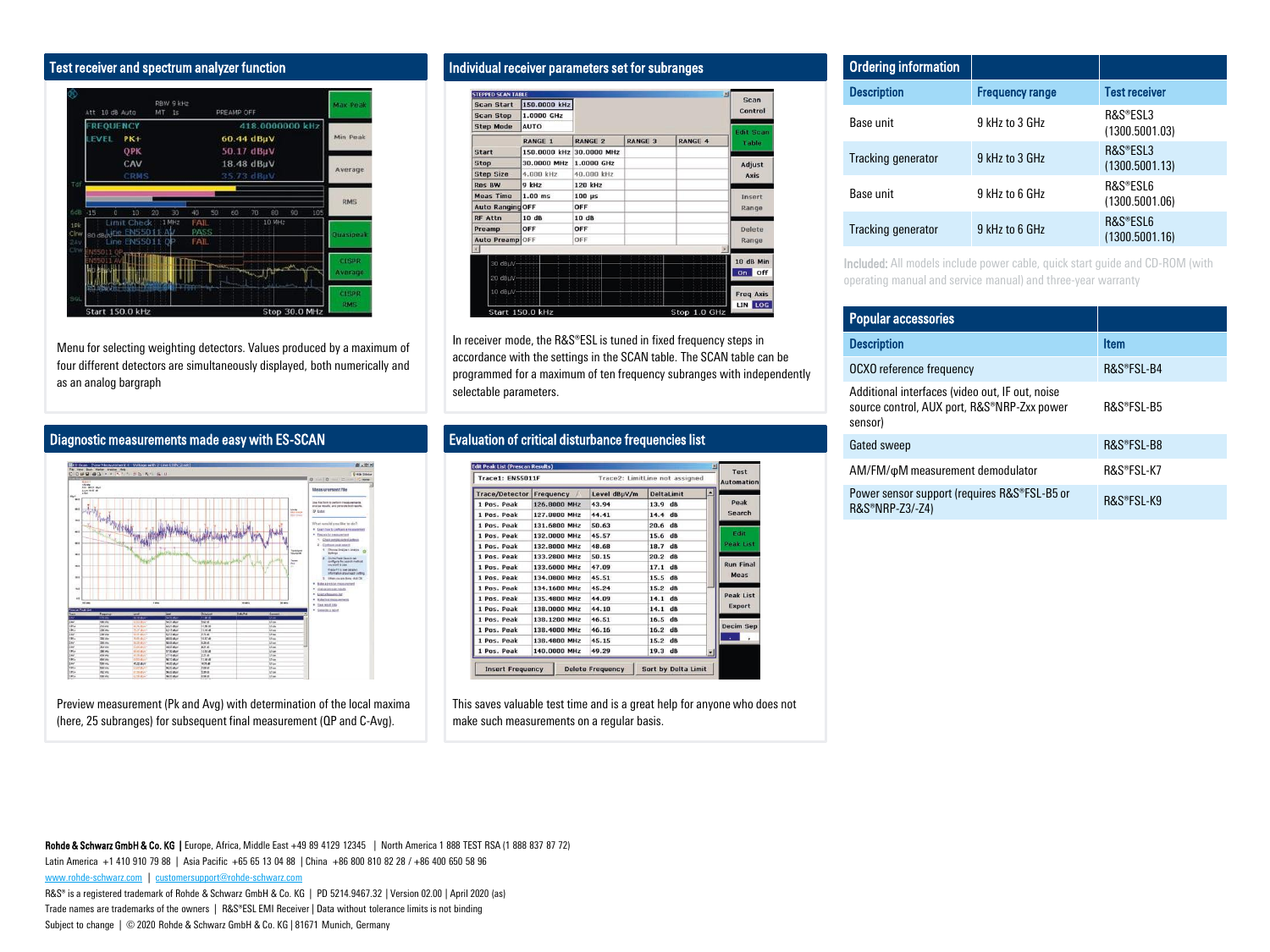## Test receiver and spectrum analyzer function

Menu for selecting weighting detectors. Values produced by a maximum of four different detectors are simultaneously displayed, both numerically and as an analog bargraph

## Individual receiver parameters set for subranges

In receiver mode, the R&S®ESL is tuned in fixed frequency steps in accordance with the settings in the SCAN table. The SCAN table can be programmed for a maximum of ten frequency subranges with independently selectable parameters.

## Diagnostic measurements made easy with ES-SCAN

Preview measurement (Pk and Avg) with determination of the local maxima (here, 25 subranges) for subsequent final measurement (QP and C-Avg).

## Evaluation of critical disturbance frequencies list

This saves valuable test time and is a great help for anyone who does not make such measurements on a regular basis.

## Ordering information

| Description | Frequency range | Test receiver |
| --- | --- | --- |
| Base unit | 9 kHz to 3 GHz | R&S®ESL3 (1300.5001.03) |
| Tracking generator | 9 kHz to 3 GHz | R&S®ESL3 (1300.5001.13) |
| Base unit | 9 kHz to 6 GHz | R&S®ESL6 (1300.5001.06) |
| Tracking generator | 9 kHz to 6 GHz | R&S®ESL6 (1300.5001.16) |

**Included:** All models include power cable, quick start guide and CD-ROM (with operating manual and service manual) and three-year warranty

## Popular accessories

| Description | Item |
| --- | --- |
| OCXO reference frequency | R&S®FSL-B4 |
| Additional interfaces (video out, IF out, noise source control, AUX port, R&S®NRP-Zxx power sensor) | R&S®FSL-B5 |
| Gated sweep | R&S®FSL-B8 |
| AM/FM/φM measurement demodulator | R&S®FSL-K7 |
| Power sensor support (requires R&S®FSL-B5 or R&S®NRP-Z3/-Z4) | R&S®FSL-K9 |

**Rohde & Schwarz GmbH & Co. KG** | Europe, Africa, Middle East +49 89 4129 12345 | North America 1 888 TEST RSA (1 888 837 87 72)
Latin America +1 410 910 79 88 | Asia Pacific +65 65 13 04 88 | China +86 800 810 82 28 / +86 400 650 58 96
www.rohde-schwarz.com | customersupport@rohde-schwarz.com
R&S® is a registered trademark of Rohde & Schwarz GmbH & Co. KG | PD 5214.9467.32 | Version 02.00 | April 2020 (as)
Trade names are trademarks of the owners | R&S®ESL EMI Receiver | Data without tolerance limits is not binding
Subject to change | © 2020 Rohde & Schwarz GmbH & Co. KG | 81671 Munich, Germany